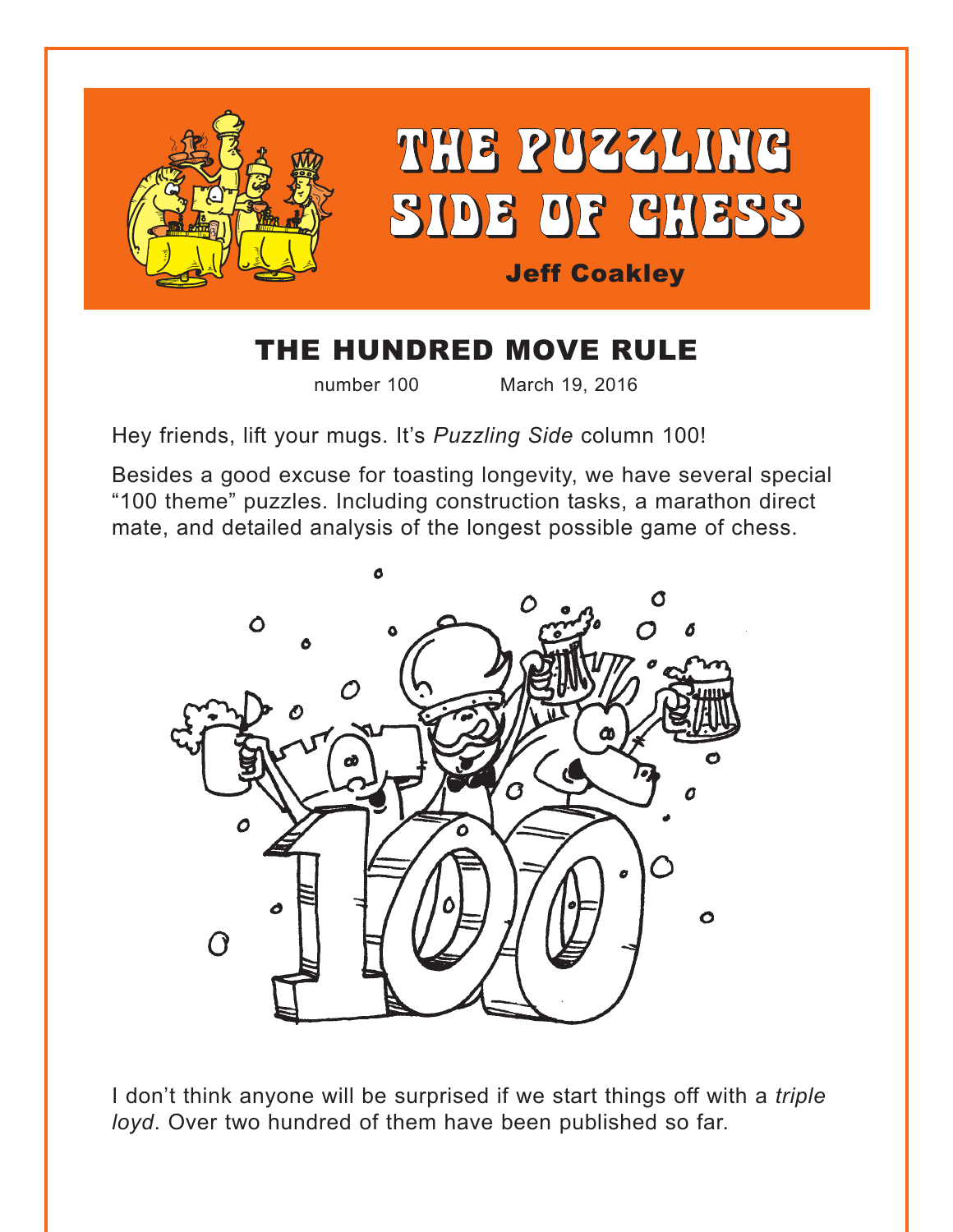# THE PUZZLING SIDE OF CHESS

**Jeff Coakley**

## THE HUNDRED MOVE RULE

number 100 March 19, 2016

Hey friends, lift your mugs. It's *Puzzling Side* column 100!

Besides a good excuse for toasting longevity, we have several special "100 theme" puzzles. Including construction tasks, a marathon direct mate, and detailed analysis of the longest possible game of chess.

I don't think anyone will be surprised if we start things off with a *triple loyd*. Over two hundred of them have been published so far.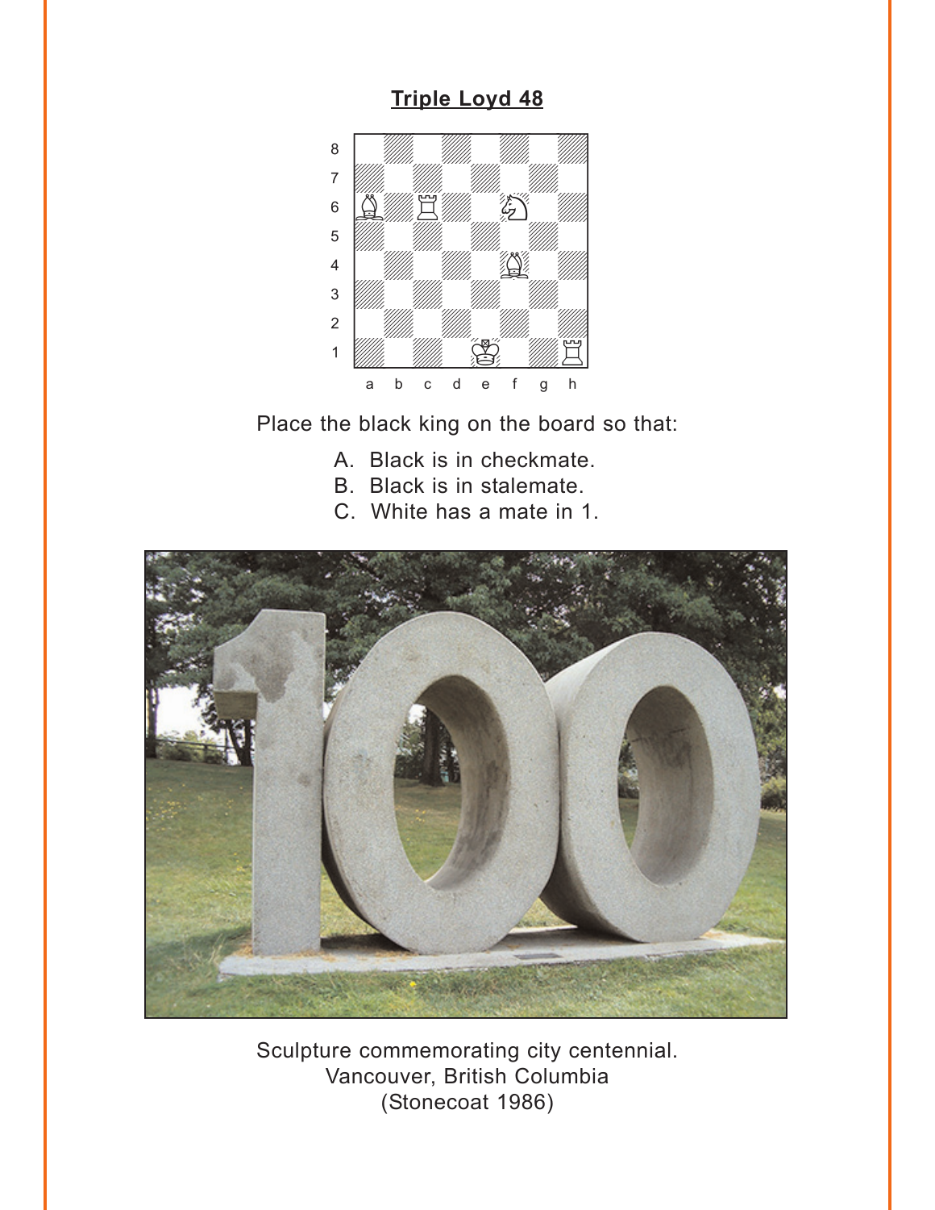**Triple Loyd 48**

Place the black king on the board so that:

A. Black is in checkmate.
B. Black is in stalemate.
C. White has a mate in 1.

Sculpture commemorating city centennial.
Vancouver, British Columbia
(Stonecoat 1986)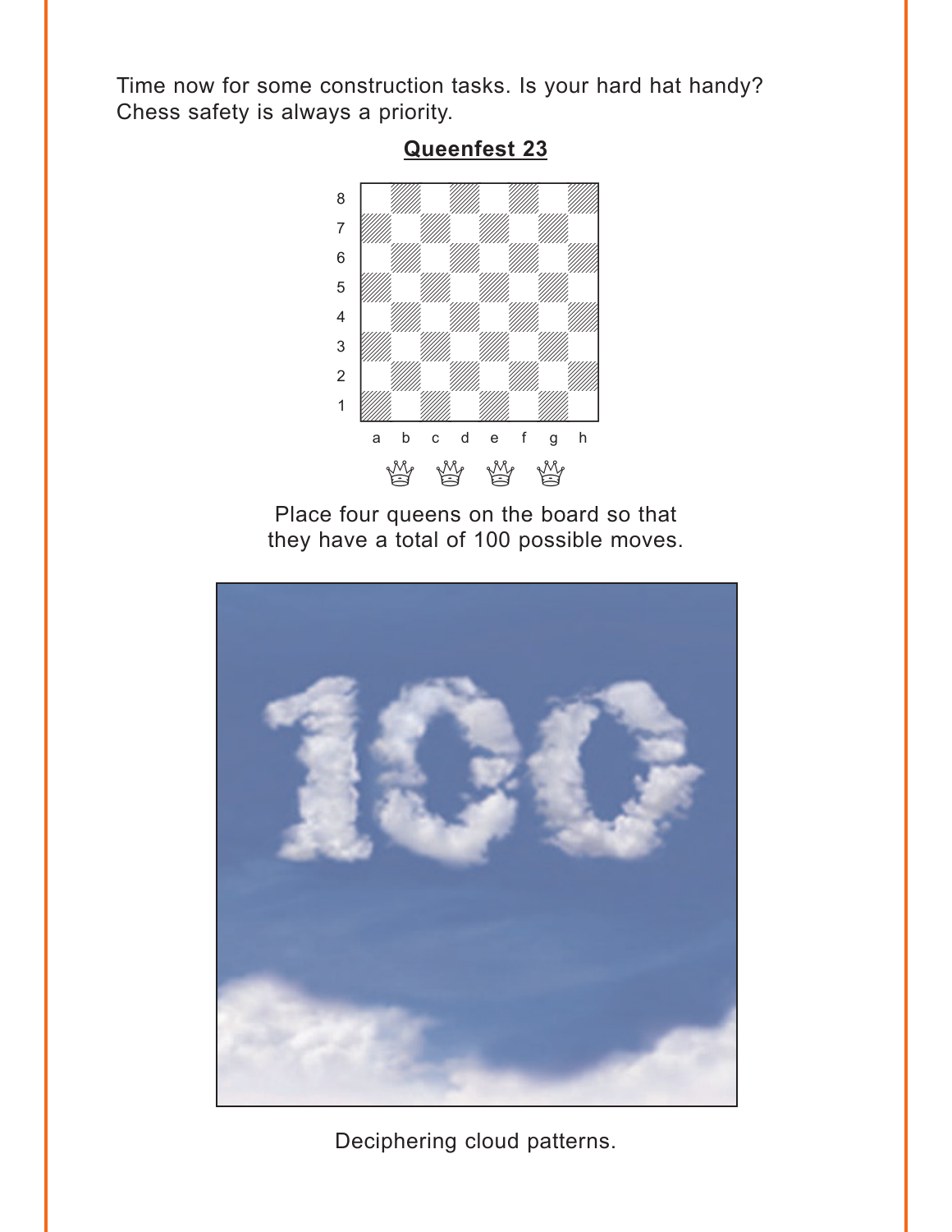Time now for some construction tasks. Is your hard hat handy? Chess safety is always a priority.

## Queenfest 23

Place four queens on the board so that they have a total of 100 possible moves.

Deciphering cloud patterns.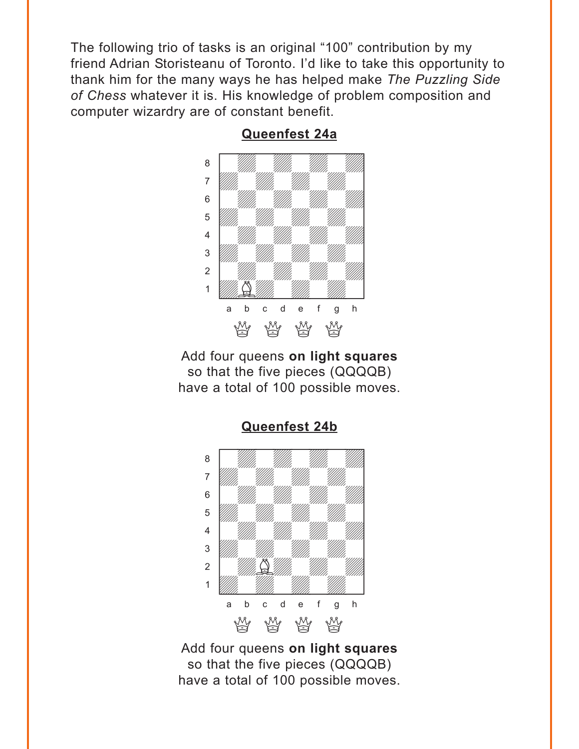The following trio of tasks is an original "100" contribution by my friend Adrian Storisteanu of Toronto. I'd like to take this opportunity to thank him for the many ways he has helped make *The Puzzling Side of Chess* whatever it is. His knowledge of problem composition and computer wizardry are of constant benefit.

## Queenfest 24a

Add four queens **on light squares** so that the five pieces (QQQQB) have a total of 100 possible moves.

## Queenfest 24b

Add four queens **on light squares** so that the five pieces (QQQQB) have a total of 100 possible moves.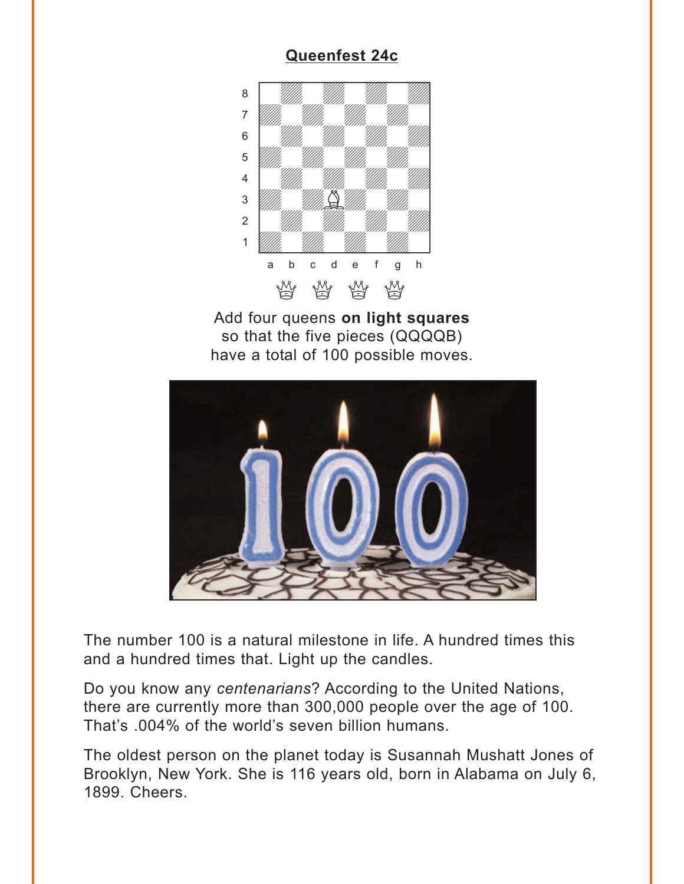## Queenfest 24c

Add four queens **on light squares** so that the five pieces (QQQQB) have a total of 100 possible moves.

The number 100 is a natural milestone in life. A hundred times this and a hundred times that. Light up the candles.

Do you know any *centenarians*? According to the United Nations, there are currently more than 300,000 people over the age of 100. That's .004% of the world's seven billion humans.

The oldest person on the planet today is Susannah Mushatt Jones of Brooklyn, New York. She is 116 years old, born in Alabama on July 6, 1899. Cheers.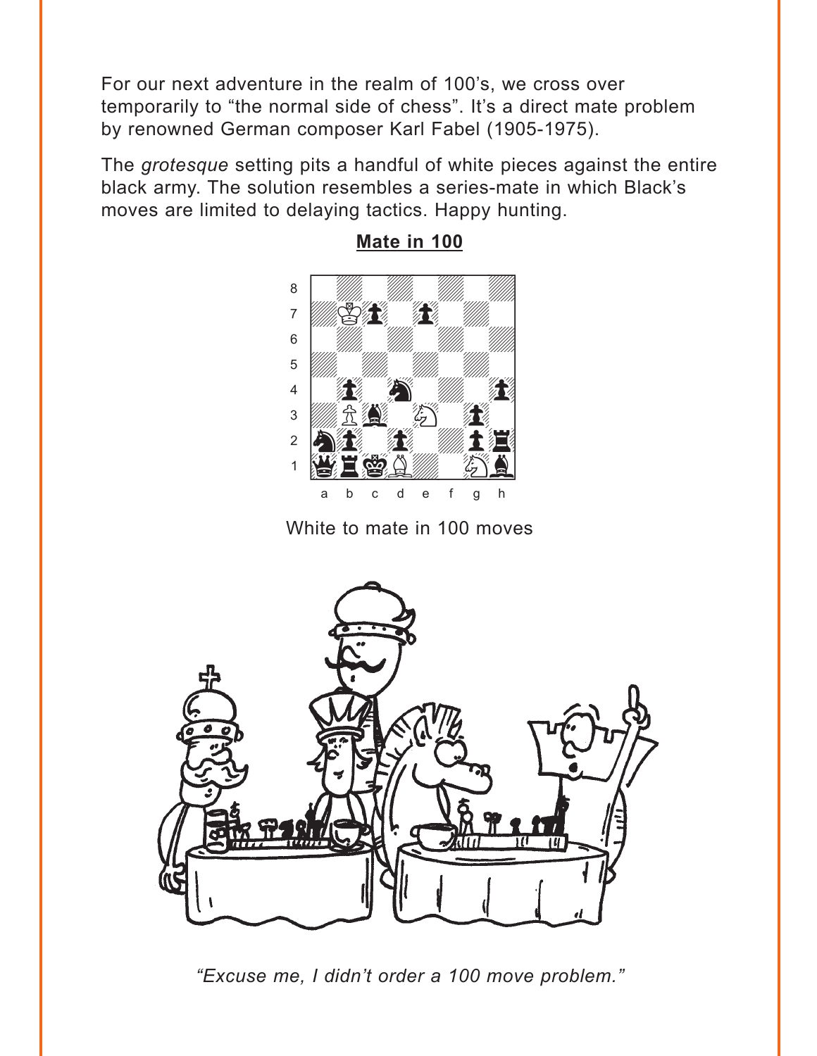For our next adventure in the realm of 100's, we cross over temporarily to "the normal side of chess". It's a direct mate problem by renowned German composer Karl Fabel (1905-1975).

The *grotesque* setting pits a handful of white pieces against the entire black army. The solution resembles a series-mate in which Black's moves are limited to delaying tactics. Happy hunting.

**Mate in 100**

White to mate in 100 moves

*"Excuse me, I didn't order a 100 move problem."*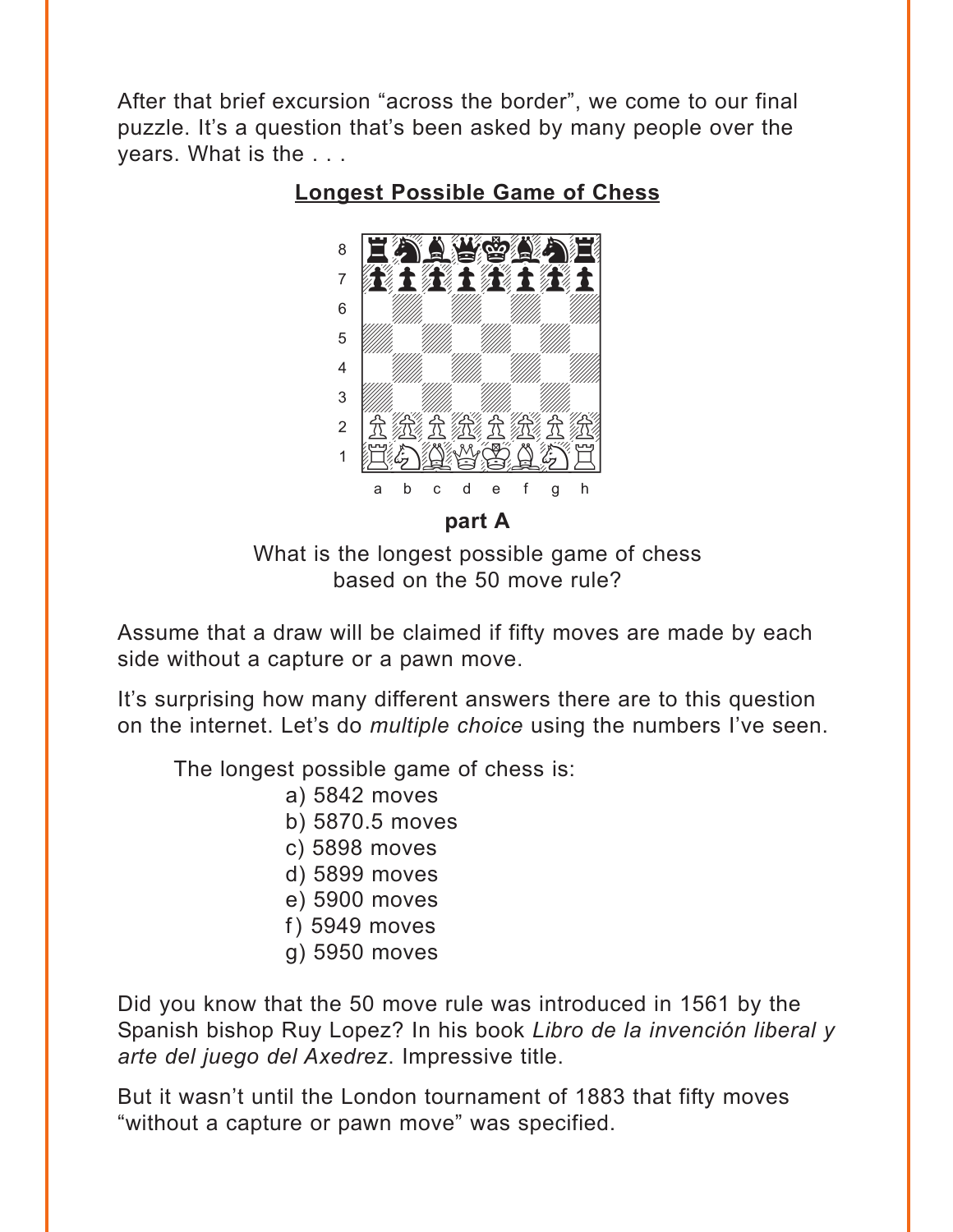After that brief excursion "across the border", we come to our final puzzle. It's a question that's been asked by many people over the years. What is the . . .

## Longest Possible Game of Chess

**part A**

What is the longest possible game of chess based on the 50 move rule?

Assume that a draw will be claimed if fifty moves are made by each side without a capture or a pawn move.

It's surprising how many different answers there are to this question on the internet. Let's do *multiple choice* using the numbers I've seen.

The longest possible game of chess is:

a) 5842 moves
b) 5870.5 moves
c) 5898 moves
d) 5899 moves
e) 5900 moves
f) 5949 moves
g) 5950 moves

Did you know that the 50 move rule was introduced in 1561 by the Spanish bishop Ruy Lopez? In his book *Libro de la invención liberal y arte del juego del Axedrez*. Impressive title.

But it wasn't until the London tournament of 1883 that fifty moves "without a capture or pawn move" was specified.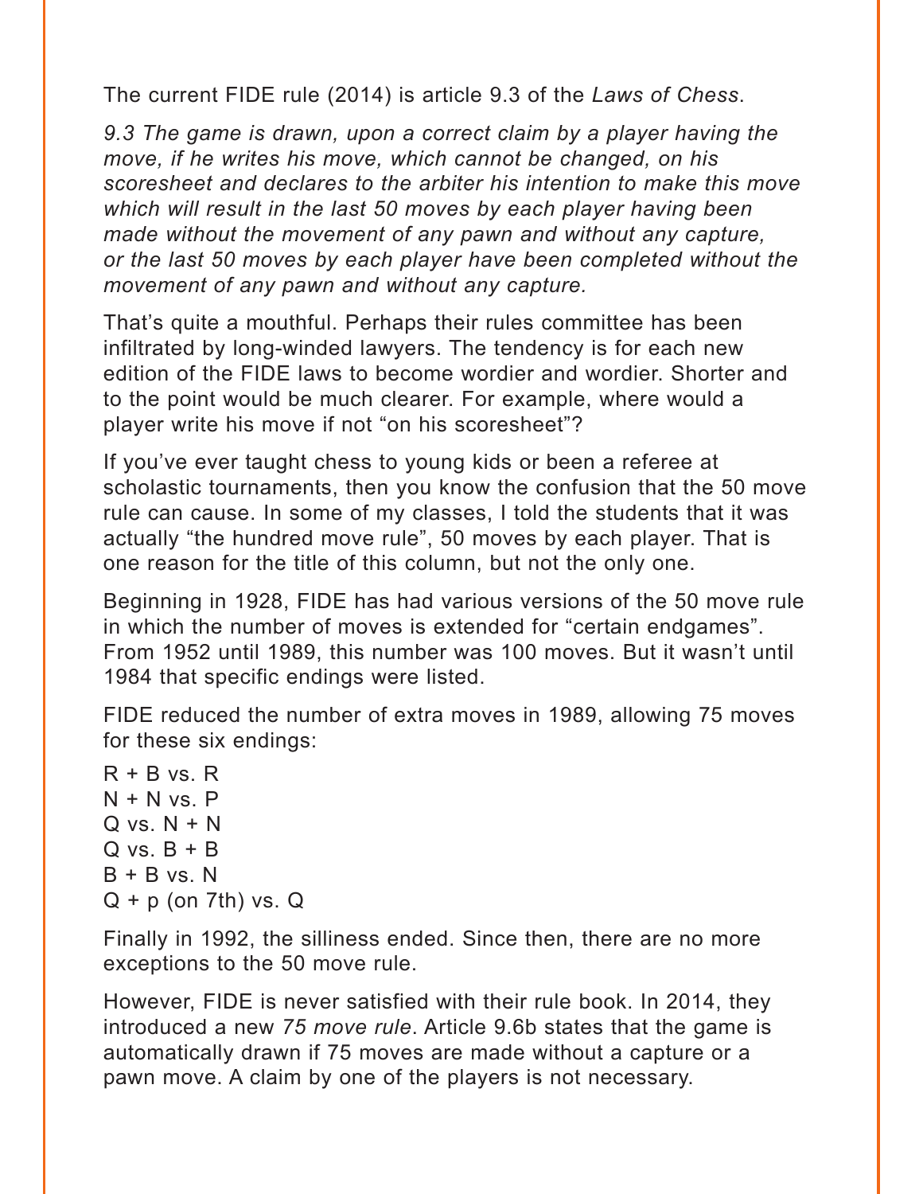The current FIDE rule (2014) is article 9.3 of the *Laws of Chess*.

*9.3 The game is drawn, upon a correct claim by a player having the move, if he writes his move, which cannot be changed, on his scoresheet and declares to the arbiter his intention to make this move which will result in the last 50 moves by each player having been made without the movement of any pawn and without any capture, or the last 50 moves by each player have been completed without the movement of any pawn and without any capture.*

That's quite a mouthful. Perhaps their rules committee has been infiltrated by long-winded lawyers. The tendency is for each new edition of the FIDE laws to become wordier and wordier. Shorter and to the point would be much clearer. For example, where would a player write his move if not "on his scoresheet"?

If you've ever taught chess to young kids or been a referee at scholastic tournaments, then you know the confusion that the 50 move rule can cause. In some of my classes, I told the students that it was actually "the hundred move rule", 50 moves by each player. That is one reason for the title of this column, but not the only one.

Beginning in 1928, FIDE has had various versions of the 50 move rule in which the number of moves is extended for "certain endgames". From 1952 until 1989, this number was 100 moves. But it wasn't until 1984 that specific endings were listed.

FIDE reduced the number of extra moves in 1989, allowing 75 moves for these six endings:

R + B vs. R
N + N vs. P
Q vs. N + N
Q vs. B + B
B + B vs. N
Q + p (on 7th) vs. Q

Finally in 1992, the silliness ended. Since then, there are no more exceptions to the 50 move rule.

However, FIDE is never satisfied with their rule book. In 2014, they introduced a new *75 move rule*. Article 9.6b states that the game is automatically drawn if 75 moves are made without a capture or a pawn move. A claim by one of the players is not necessary.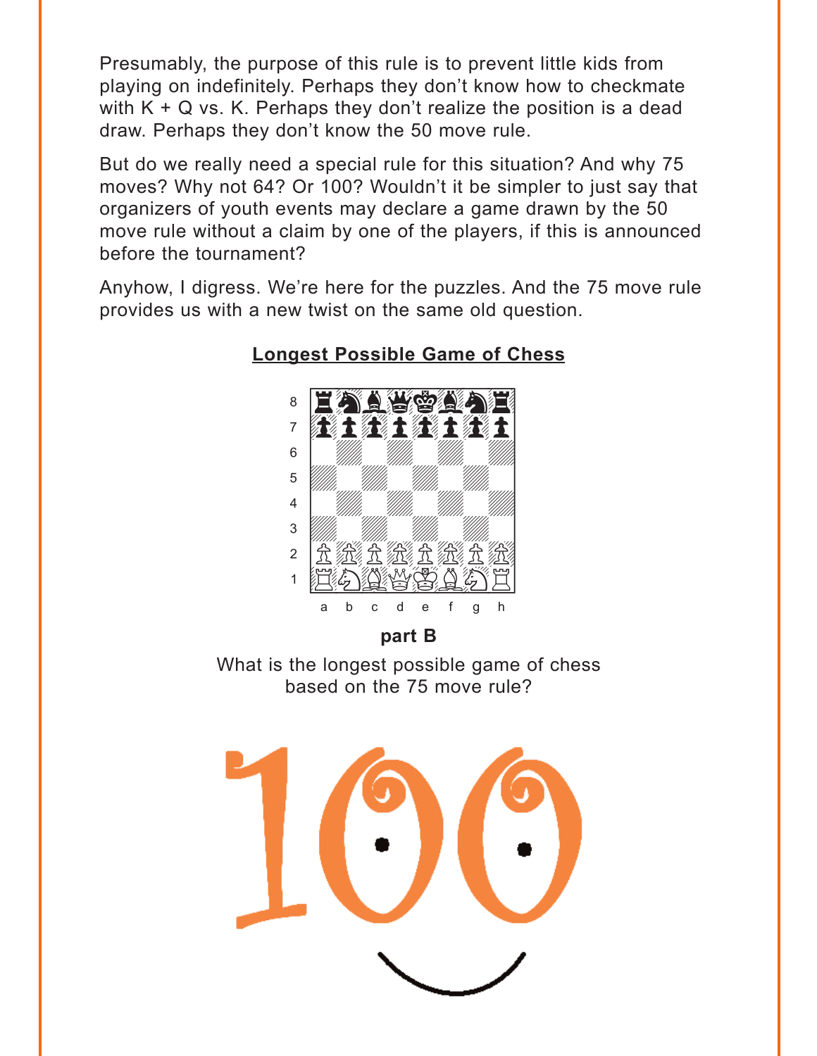Presumably, the purpose of this rule is to prevent little kids from playing on indefinitely. Perhaps they don't know how to checkmate with K + Q vs. K. Perhaps they don't realize the position is a dead draw. Perhaps they don't know the 50 move rule.

But do we really need a special rule for this situation? And why 75 moves? Why not 64? Or 100? Wouldn't it be simpler to just say that organizers of youth events may declare a game drawn by the 50 move rule without a claim by one of the players, if this is announced before the tournament?

Anyhow, I digress. We're here for the puzzles. And the 75 move rule provides us with a new twist on the same old question.

## Longest Possible Game of Chess

**part B**

What is the longest possible game of chess based on the 75 move rule?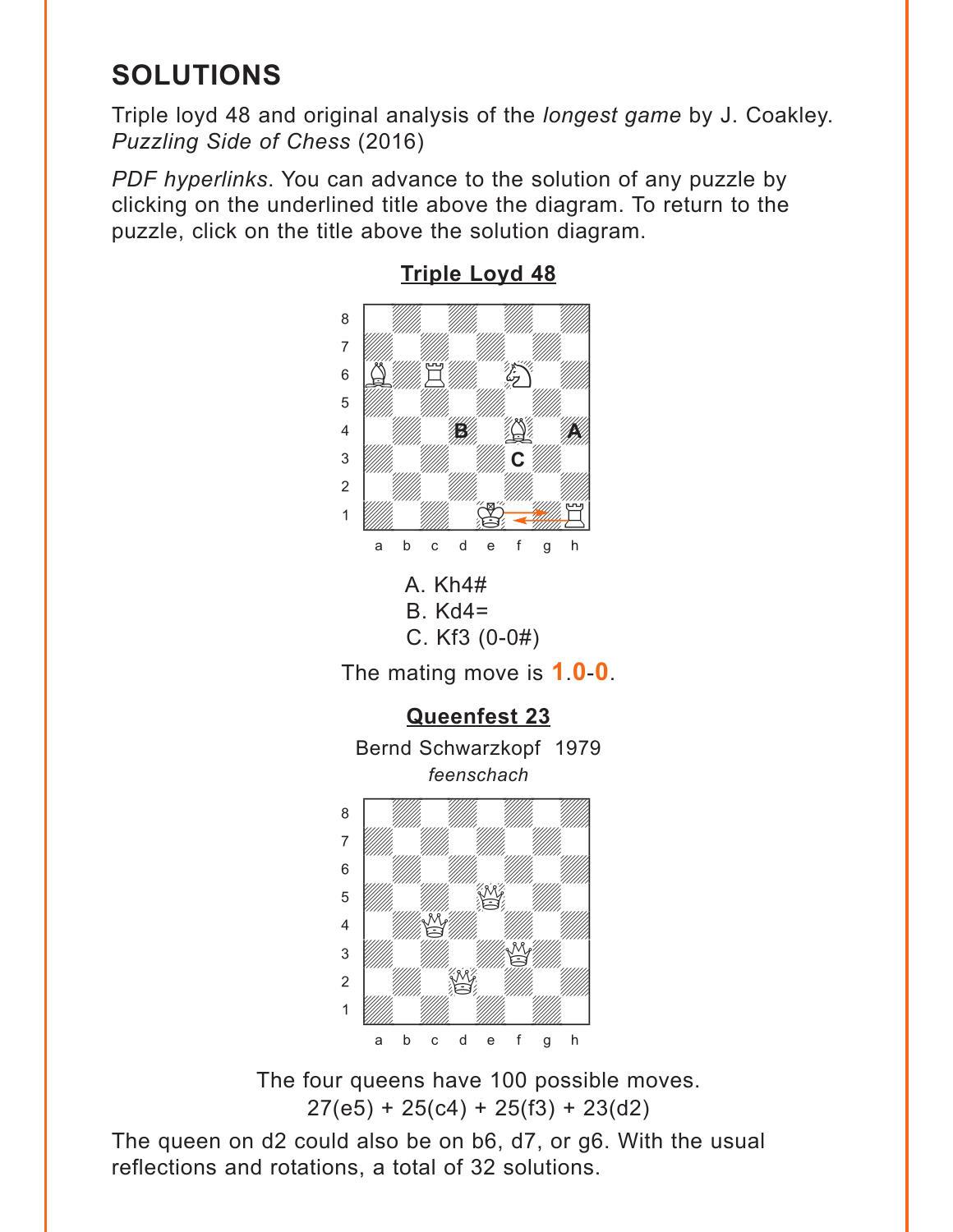# SOLUTIONS

Triple loyd 48 and original analysis of the *longest game* by J. Coakley. *Puzzling Side of Chess* (2016)

*PDF hyperlinks*. You can advance to the solution of any puzzle by clicking on the underlined title above the diagram. To return to the puzzle, click on the title above the solution diagram.

## Triple Loyd 48

A. Kh4#
B. Kd4=
C. Kf3 (0-0#)

The mating move is **1.0-0**.

## Queenfest 23

Bernd Schwarzkopf 1979
*feenschach*

The four queens have 100 possible moves.
27(e5) + 25(c4) + 25(f3) + 23(d2)

The queen on d2 could also be on b6, d7, or g6. With the usual reflections and rotations, a total of 32 solutions.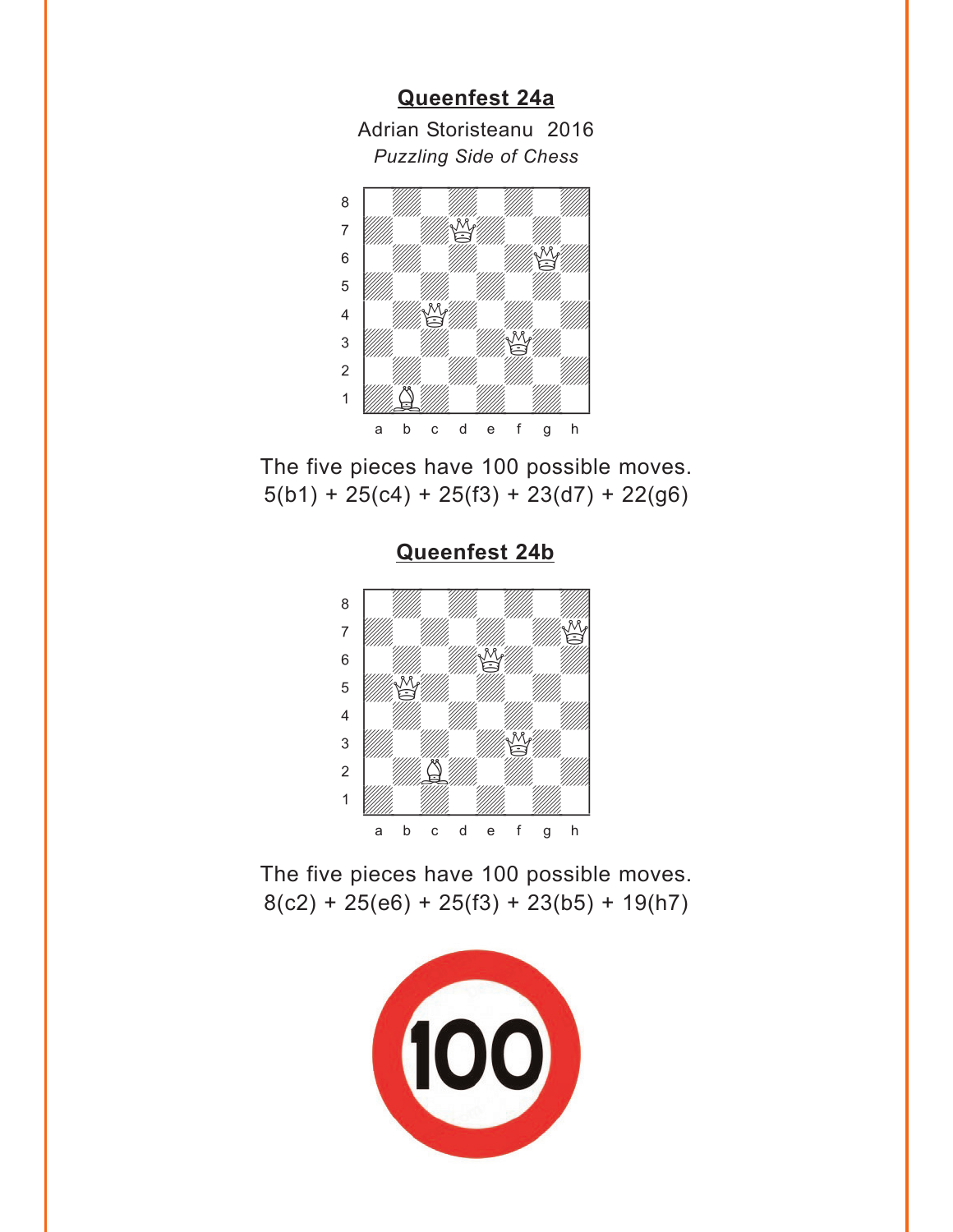## Queenfest 24a

Adrian Storisteanu 2016

*Puzzling Side of Chess*

The five pieces have 100 possible moves.
5(b1) + 25(c4) + 25(f3) + 23(d7) + 22(g6)

## Queenfest 24b

The five pieces have 100 possible moves.
8(c2) + 25(e6) + 25(f3) + 23(b5) + 19(h7)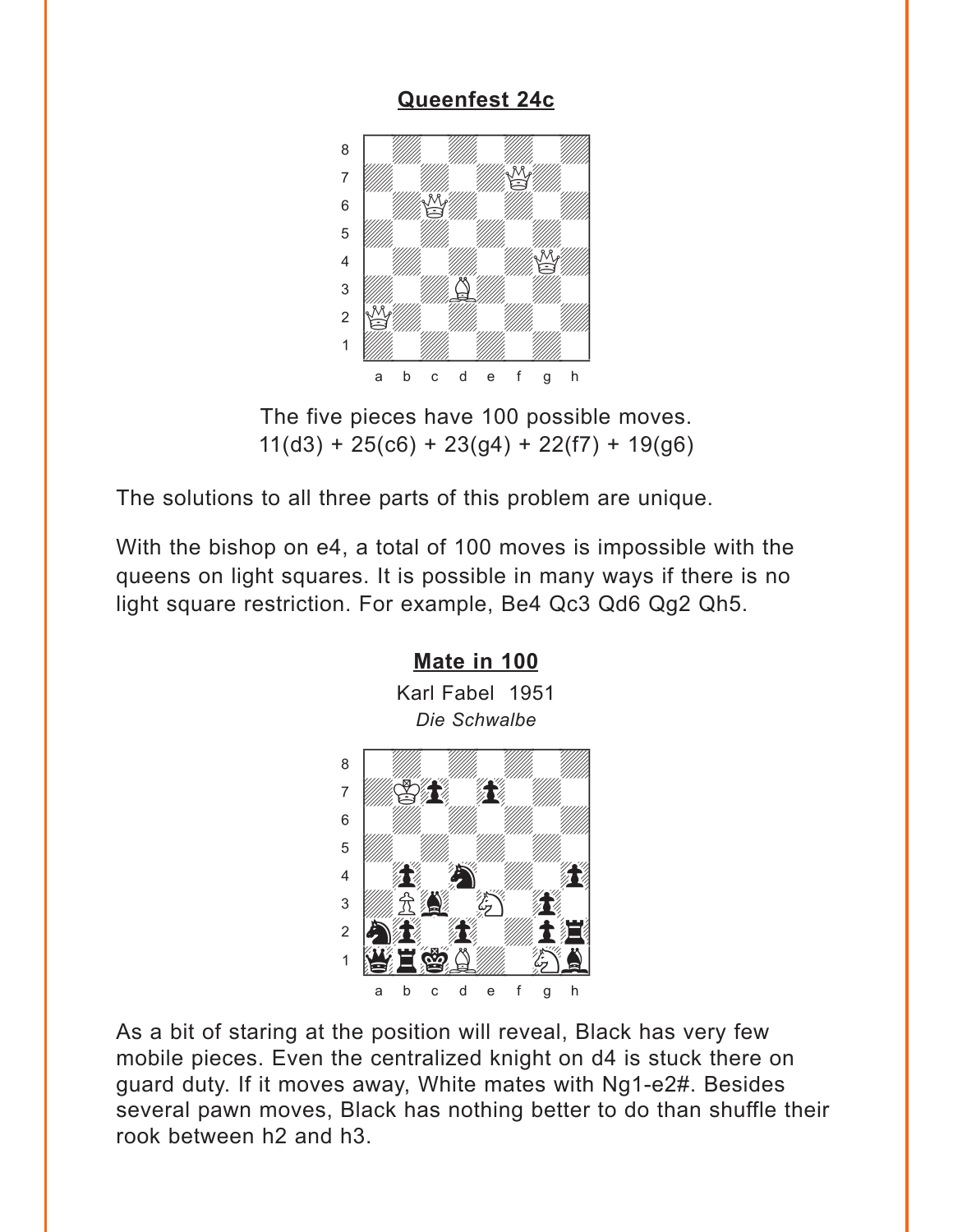## Queenfest 24c

The five pieces have 100 possible moves.
11(d3) + 25(c6) + 23(g4) + 22(f7) + 19(g6)

The solutions to all three parts of this problem are unique.

With the bishop on e4, a total of 100 moves is impossible with the queens on light squares. It is possible in many ways if there is no light square restriction. For example, Be4 Qc3 Qd6 Qg2 Qh5.

## Mate in 100

Karl Fabel 1951
*Die Schwalbe*

As a bit of staring at the position will reveal, Black has very few mobile pieces. Even the centralized knight on d4 is stuck there on guard duty. If it moves away, White mates with Ng1-e2#. Besides several pawn moves, Black has nothing better to do than shuffle their rook between h2 and h3.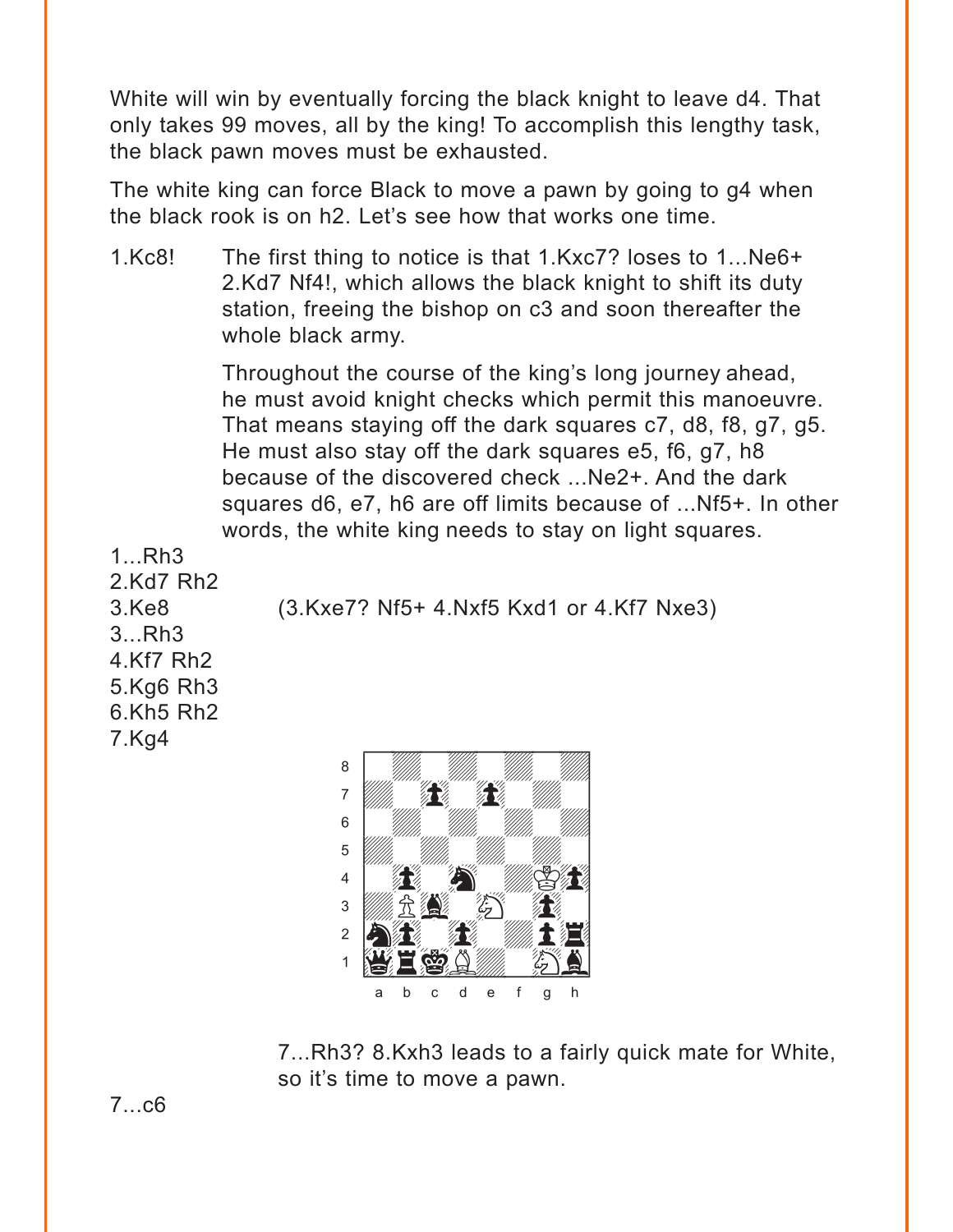White will win by eventually forcing the black knight to leave d4. That only takes 99 moves, all by the king! To accomplish this lengthy task, the black pawn moves must be exhausted.

The white king can force Black to move a pawn by going to g4 when the black rook is on h2. Let's see how that works one time.

1.Kc8! The first thing to notice is that 1.Kxc7? loses to 1...Ne6+ 2.Kd7 Nf4!, which allows the black knight to shift its duty station, freeing the bishop on c3 and soon thereafter the whole black army.

Throughout the course of the king's long journey ahead, he must avoid knight checks which permit this manoeuvre. That means staying off the dark squares c7, d8, f8, g7, g5. He must also stay off the dark squares e5, f6, g7, h8 because of the discovered check ...Ne2+. And the dark squares d6, e7, h6 are off limits because of ...Nf5+. In other words, the white king needs to stay on light squares.

1...Rh3
2.Kd7 Rh2
3.Ke8 (3.Kxe7? Nf5+ 4.Nxf5 Kxd1 or 4.Kf7 Nxe3)
3...Rh3
4.Kf7 Rh2
5.Kg6 Rh3
6.Kh5 Rh2
7.Kg4

7...Rh3? 8.Kxh3 leads to a fairly quick mate for White, so it's time to move a pawn.

7...c6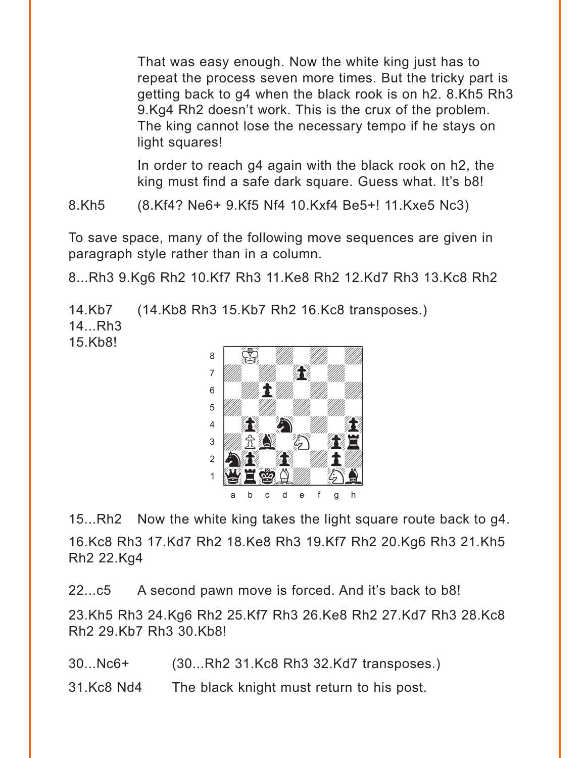That was easy enough. Now the white king just has to repeat the process seven more times. But the tricky part is getting back to g4 when the black rook is on h2. 8.Kh5 Rh3 9.Kg4 Rh2 doesn't work. This is the crux of the problem. The king cannot lose the necessary tempo if he stays on light squares!

In order to reach g4 again with the black rook on h2, the king must find a safe dark square. Guess what. It's b8!

8.Kh5 (8.Kf4? Ne6+ 9.Kf5 Nf4 10.Kxf4 Be5+! 11.Kxe5 Nc3)

To save space, many of the following move sequences are given in paragraph style rather than in a column.

8...Rh3 9.Kg6 Rh2 10.Kf7 Rh3 11.Ke8 Rh2 12.Kd7 Rh3 13.Kc8 Rh2

14.Kb7 (14.Kb8 Rh3 15.Kb7 Rh2 16.Kc8 transposes.)
14...Rh3
15.Kb8!

15...Rh2 Now the white king takes the light square route back to g4.

16.Kc8 Rh3 17.Kd7 Rh2 18.Ke8 Rh3 19.Kf7 Rh2 20.Kg6 Rh3 21.Kh5 Rh2 22.Kg4

22...c5 A second pawn move is forced. And it's back to b8!

23.Kh5 Rh3 24.Kg6 Rh2 25.Kf7 Rh3 26.Ke8 Rh2 27.Kd7 Rh3 28.Kc8 Rh2 29.Kb7 Rh3 30.Kb8!

30...Nc6+ (30...Rh2 31.Kc8 Rh3 32.Kd7 transposes.)

31.Kc8 Nd4 The black knight must return to his post.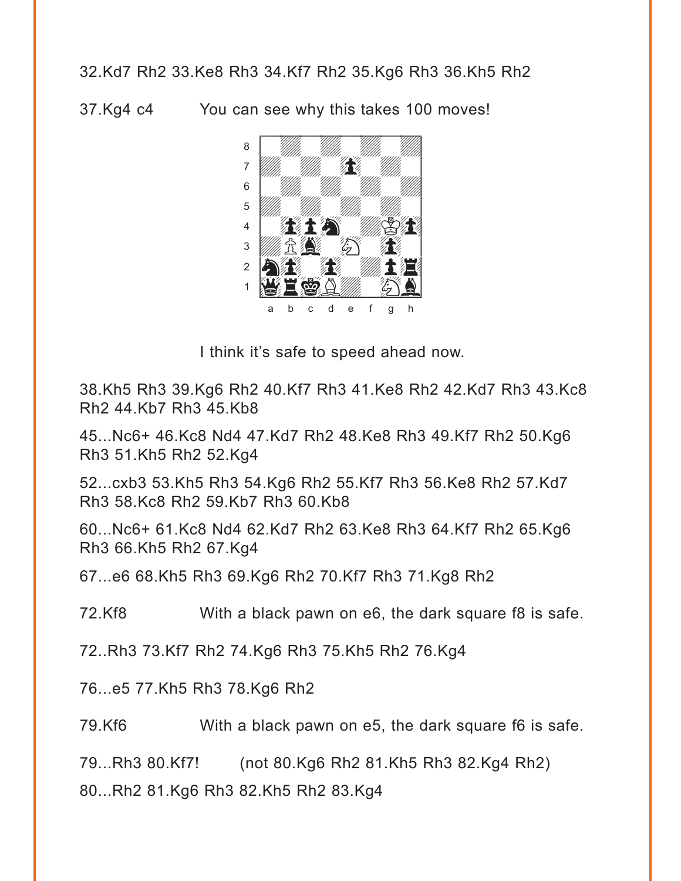32.Kd7 Rh2 33.Ke8 Rh3 34.Kf7 Rh2 35.Kg6 Rh3 36.Kh5 Rh2

37.Kg4 c4 You can see why this takes 100 moves!

I think it's safe to speed ahead now.

38.Kh5 Rh3 39.Kg6 Rh2 40.Kf7 Rh3 41.Ke8 Rh2 42.Kd7 Rh3 43.Kc8 Rh2 44.Kb7 Rh3 45.Kb8

45...Nc6+ 46.Kc8 Nd4 47.Kd7 Rh2 48.Ke8 Rh3 49.Kf7 Rh2 50.Kg6 Rh3 51.Kh5 Rh2 52.Kg4

52...cxb3 53.Kh5 Rh3 54.Kg6 Rh2 55.Kf7 Rh3 56.Ke8 Rh2 57.Kd7 Rh3 58.Kc8 Rh2 59.Kb7 Rh3 60.Kb8

60...Nc6+ 61.Kc8 Nd4 62.Kd7 Rh2 63.Ke8 Rh3 64.Kf7 Rh2 65.Kg6 Rh3 66.Kh5 Rh2 67.Kg4

67...e6 68.Kh5 Rh3 69.Kg6 Rh2 70.Kf7 Rh3 71.Kg8 Rh2

72.Kf8 With a black pawn on e6, the dark square f8 is safe.

72..Rh3 73.Kf7 Rh2 74.Kg6 Rh3 75.Kh5 Rh2 76.Kg4

76...e5 77.Kh5 Rh3 78.Kg6 Rh2

79.Kf6 With a black pawn on e5, the dark square f6 is safe.

79...Rh3 80.Kf7! (not 80.Kg6 Rh2 81.Kh5 Rh3 82.Kg4 Rh2)

80...Rh2 81.Kg6 Rh3 82.Kh5 Rh2 83.Kg4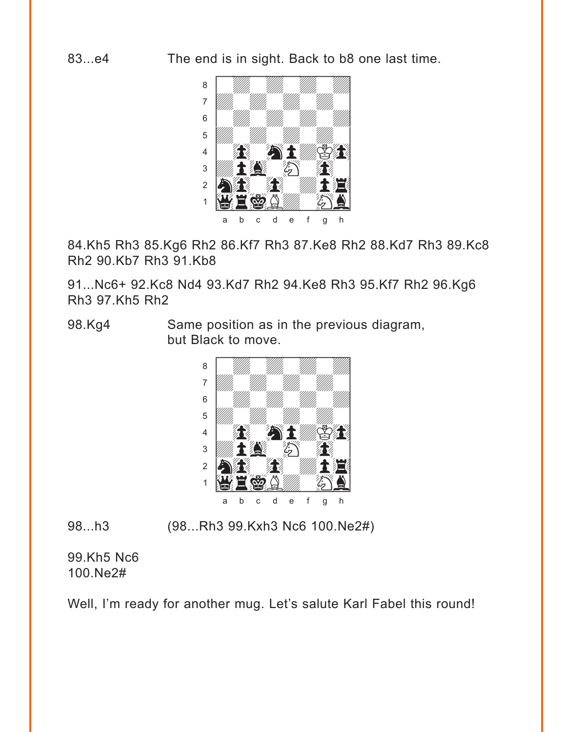83...e4 The end is in sight. Back to b8 one last time.

84.Kh5 Rh3 85.Kg6 Rh2 86.Kf7 Rh3 87.Ke8 Rh2 88.Kd7 Rh3 89.Kc8 Rh2 90.Kb7 Rh3 91.Kb8

91...Nc6+ 92.Kc8 Nd4 93.Kd7 Rh2 94.Ke8 Rh3 95.Kf7 Rh2 96.Kg6 Rh3 97.Kh5 Rh2

98.Kg4 Same position as in the previous diagram, but Black to move.

98...h3 (98...Rh3 99.Kxh3 Nc6 100.Ne2#)

99.Kh5 Nc6
100.Ne2#

Well, I'm ready for another mug. Let's salute Karl Fabel this round!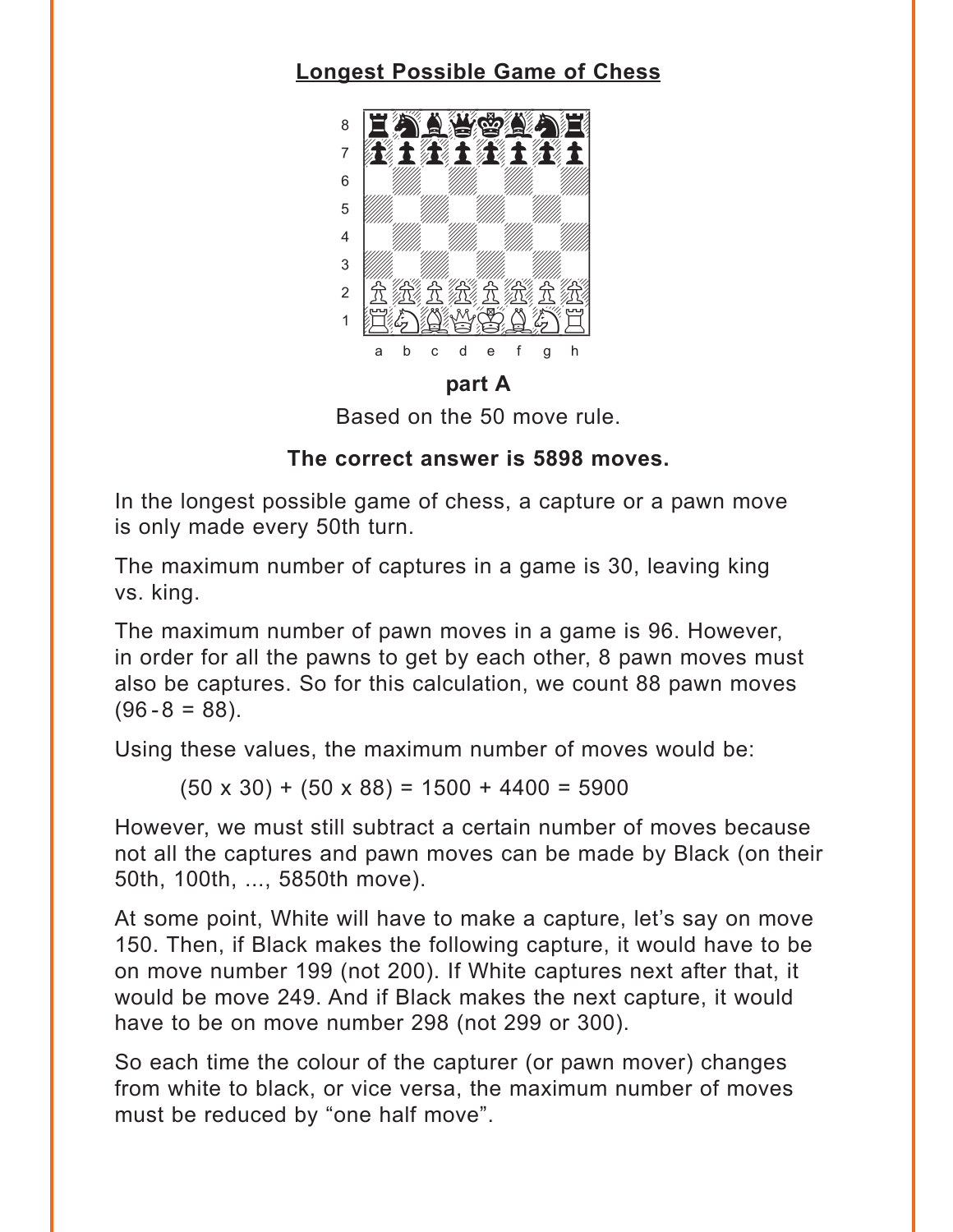**Longest Possible Game of Chess**

**part A**

Based on the 50 move rule.

**The correct answer is 5898 moves.**

In the longest possible game of chess, a capture or a pawn move is only made every 50th turn.

The maximum number of captures in a game is 30, leaving king vs. king.

The maximum number of pawn moves in a game is 96. However, in order for all the pawns to get by each other, 8 pawn moves must also be captures. So for this calculation, we count 88 pawn moves (96 - 8 = 88).

Using these values, the maximum number of moves would be:

$$(50 \times 30) + (50 \times 88) = 1500 + 4400 = 5900$$

However, we must still subtract a certain number of moves because not all the captures and pawn moves can be made by Black (on their 50th, 100th, ..., 5850th move).

At some point, White will have to make a capture, let's say on move 150. Then, if Black makes the following capture, it would have to be on move number 199 (not 200). If White captures next after that, it would be move 249. And if Black makes the next capture, it would have to be on move number 298 (not 299 or 300).

So each time the colour of the capturer (or pawn mover) changes from white to black, or vice versa, the maximum number of moves must be reduced by "one half move".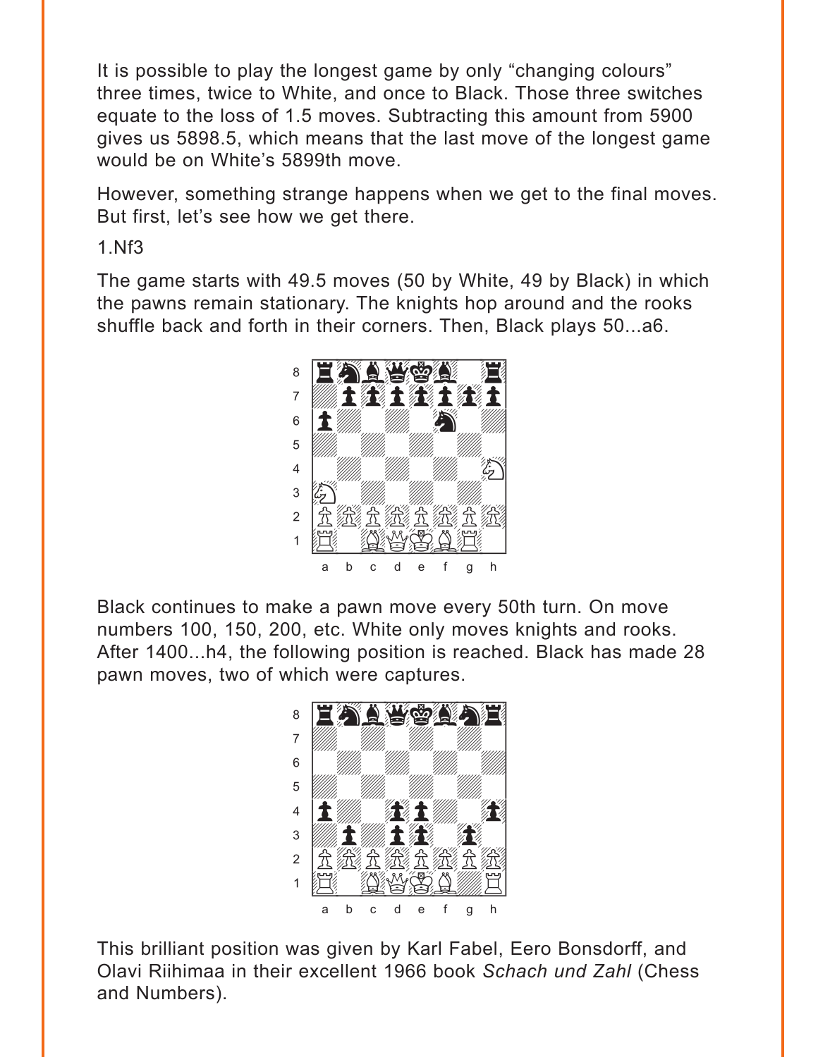It is possible to play the longest game by only "changing colours" three times, twice to White, and once to Black. Those three switches equate to the loss of 1.5 moves. Subtracting this amount from 5900 gives us 5898.5, which means that the last move of the longest game would be on White's 5899th move.

However, something strange happens when we get to the final moves. But first, let's see how we get there.

1.Nf3

The game starts with 49.5 moves (50 by White, 49 by Black) in which the pawns remain stationary. The knights hop around and the rooks shuffle back and forth in their corners. Then, Black plays 50...a6.

Black continues to make a pawn move every 50th turn. On move numbers 100, 150, 200, etc. White only moves knights and rooks. After 1400...h4, the following position is reached. Black has made 28 pawn moves, two of which were captures.

This brilliant position was given by Karl Fabel, Eero Bonsdorff, and Olavi Riihimaa in their excellent 1966 book *Schach und Zahl* (Chess and Numbers).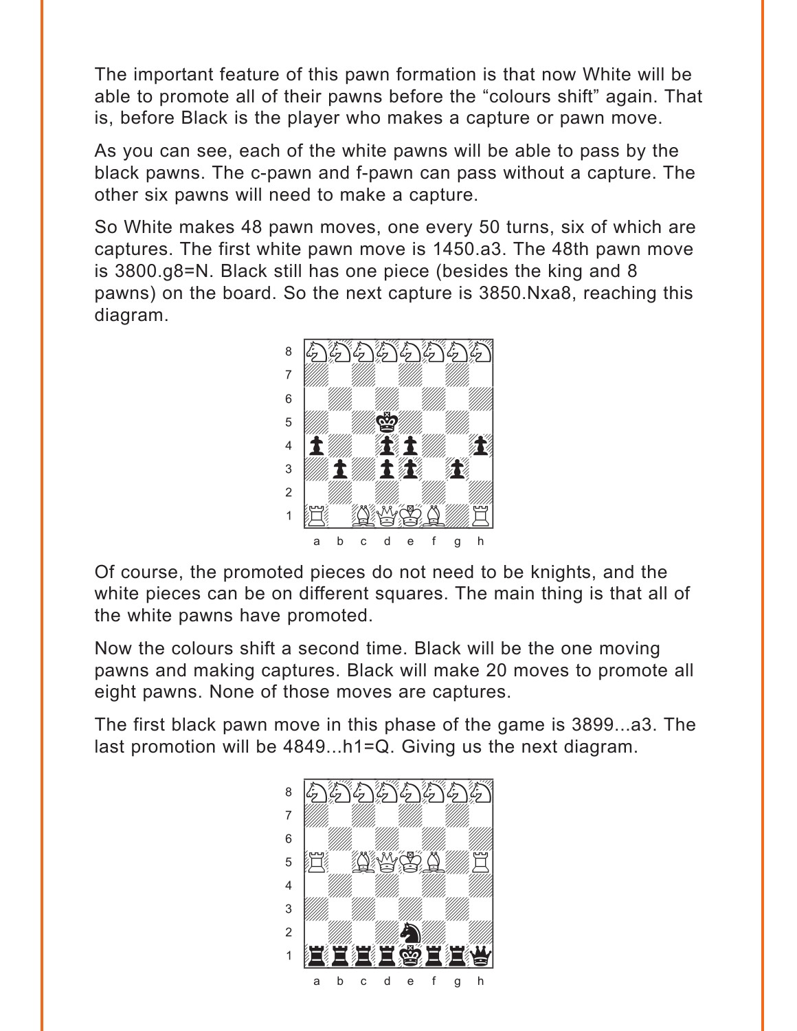The important feature of this pawn formation is that now White will be able to promote all of their pawns before the “colours shift” again. That is, before Black is the player who makes a capture or pawn move.

As you can see, each of the white pawns will be able to pass by the black pawns. The c-pawn and f-pawn can pass without a capture. The other six pawns will need to make a capture.

So White makes 48 pawn moves, one every 50 turns, six of which are captures. The first white pawn move is 1450.a3. The 48th pawn move is 3800.g8=N. Black still has one piece (besides the king and 8 pawns) on the board. So the next capture is 3850.Nxa8, reaching this diagram.

Of course, the promoted pieces do not need to be knights, and the white pieces can be on different squares. The main thing is that all of the white pawns have promoted.

Now the colours shift a second time. Black will be the one moving pawns and making captures. Black will make 20 moves to promote all eight pawns. None of those moves are captures.

The first black pawn move in this phase of the game is 3899...a3. The last promotion will be 4849...h1=Q. Giving us the next diagram.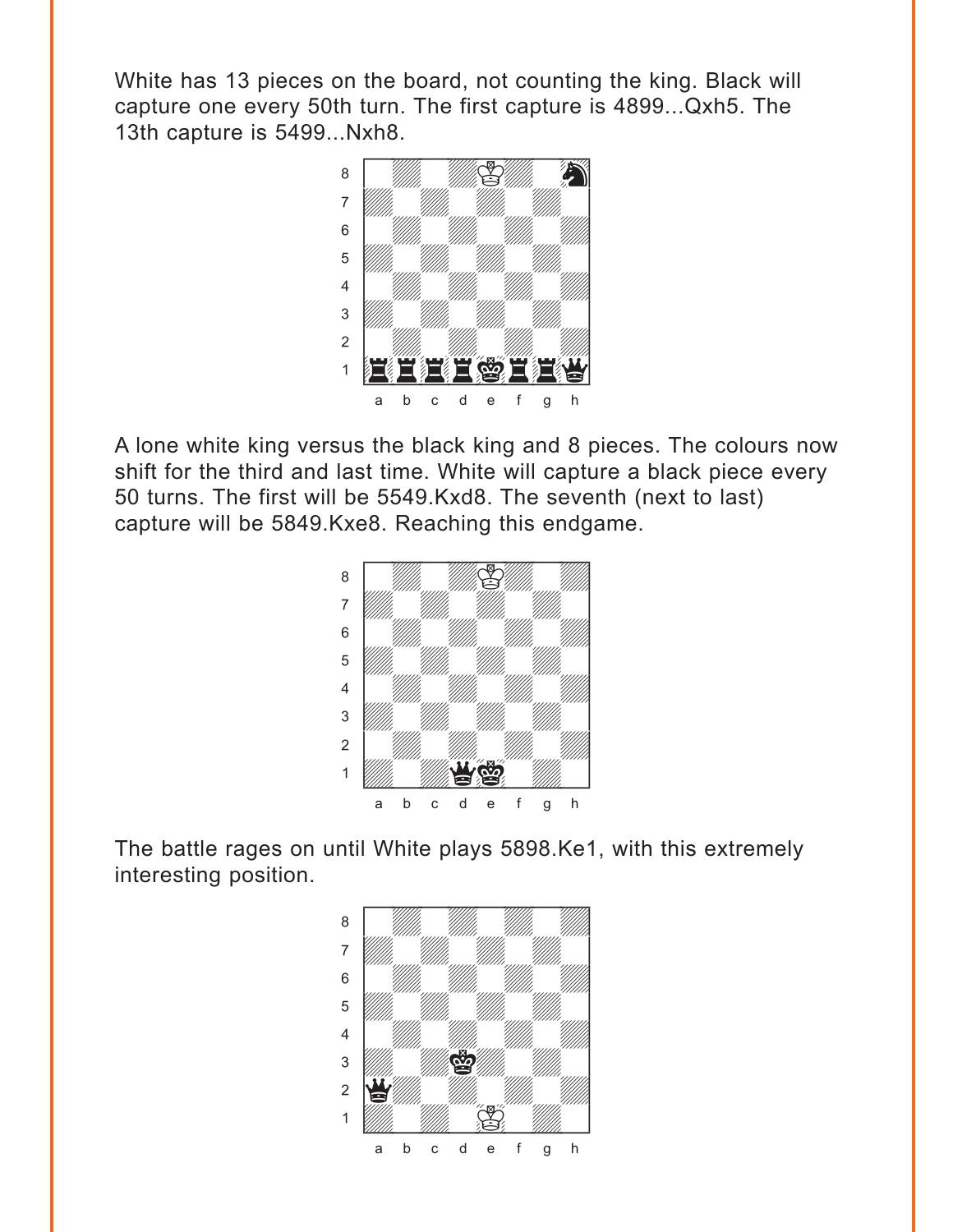White has 13 pieces on the board, not counting the king. Black will capture one every 50th turn. The first capture is 4899...Qxh5. The 13th capture is 5499...Nxh8.

A lone white king versus the black king and 8 pieces. The colours now shift for the third and last time. White will capture a black piece every 50 turns. The first will be 5549.Kxd8. The seventh (next to last) capture will be 5849.Kxe8. Reaching this endgame.

The battle rages on until White plays 5898.Ke1, with this extremely interesting position.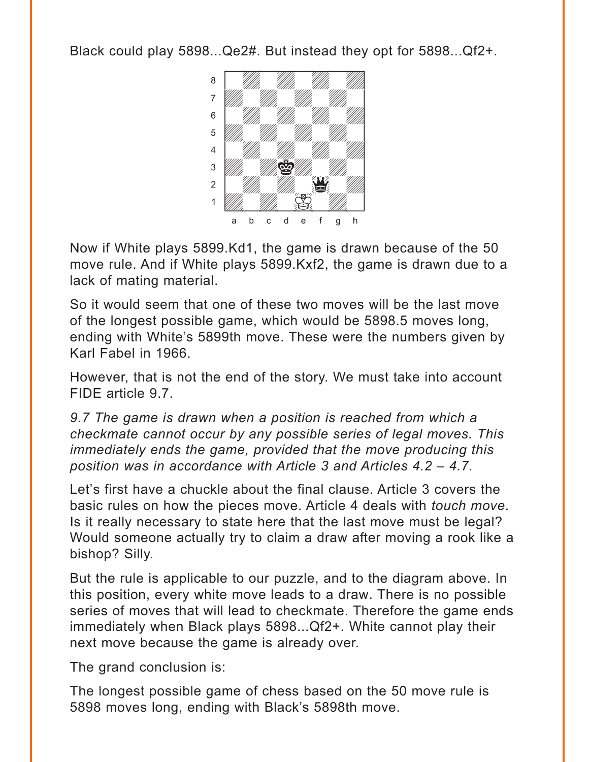Black could play 5898...Qe2#. But instead they opt for 5898...Qf2+.

Now if White plays 5899.Kd1, the game is drawn because of the 50 move rule. And if White plays 5899.Kxf2, the game is drawn due to a lack of mating material.

So it would seem that one of these two moves will be the last move of the longest possible game, which would be 5898.5 moves long, ending with White's 5899th move. These were the numbers given by Karl Fabel in 1966.

However, that is not the end of the story. We must take into account FIDE article 9.7.

*9.7 The game is drawn when a position is reached from which a checkmate cannot occur by any possible series of legal moves. This immediately ends the game, provided that the move producing this position was in accordance with Article 3 and Articles 4.2 – 4.7.*

Let's first have a chuckle about the final clause. Article 3 covers the basic rules on how the pieces move. Article 4 deals with *touch move*. Is it really necessary to state here that the last move must be legal? Would someone actually try to claim a draw after moving a rook like a bishop? Silly.

But the rule is applicable to our puzzle, and to the diagram above. In this position, every white move leads to a draw. There is no possible series of moves that will lead to checkmate. Therefore the game ends immediately when Black plays 5898...Qf2+. White cannot play their next move because the game is already over.

The grand conclusion is:

The longest possible game of chess based on the 50 move rule is 5898 moves long, ending with Black's 5898th move.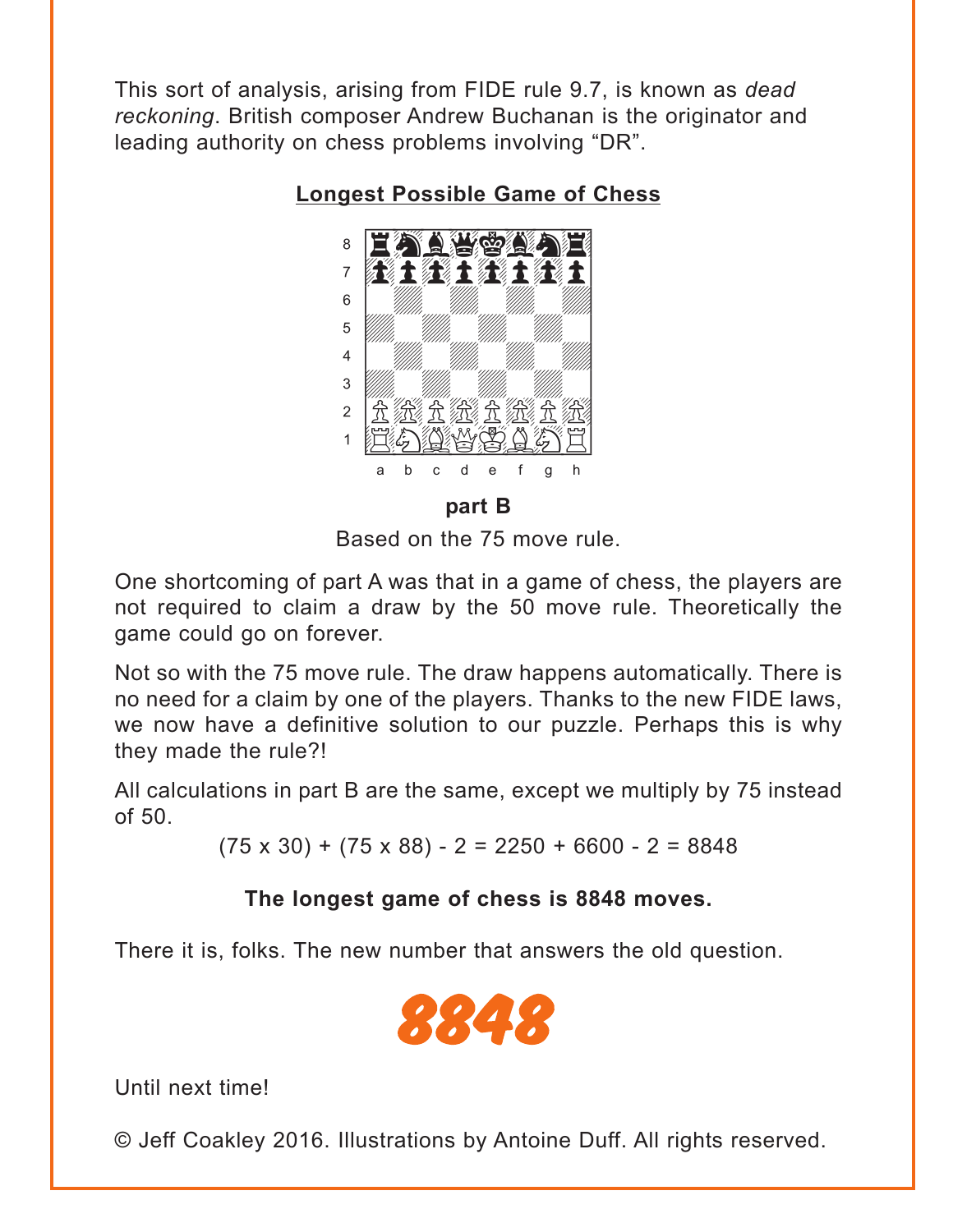This sort of analysis, arising from FIDE rule 9.7, is known as *dead reckoning*. British composer Andrew Buchanan is the originator and leading authority on chess problems involving “DR”.

## Longest Possible Game of Chess

**part B**

Based on the 75 move rule.

One shortcoming of part A was that in a game of chess, the players are not required to claim a draw by the 50 move rule. Theoretically the game could go on forever.

Not so with the 75 move rule. The draw happens automatically. There is no need for a claim by one of the players. Thanks to the new FIDE laws, we now have a definitive solution to our puzzle. Perhaps this is why they made the rule?!

All calculations in part B are the same, except we multiply by 75 instead of 50.

$$(75 \times 30) + (75 \times 88) - 2 = 2250 + 6600 - 2 = 8848$$

**The longest game of chess is 8848 moves.**

There it is, folks. The new number that answers the old question.

**8848**

Until next time!

© Jeff Coakley 2016. Illustrations by Antoine Duff. All rights reserved.